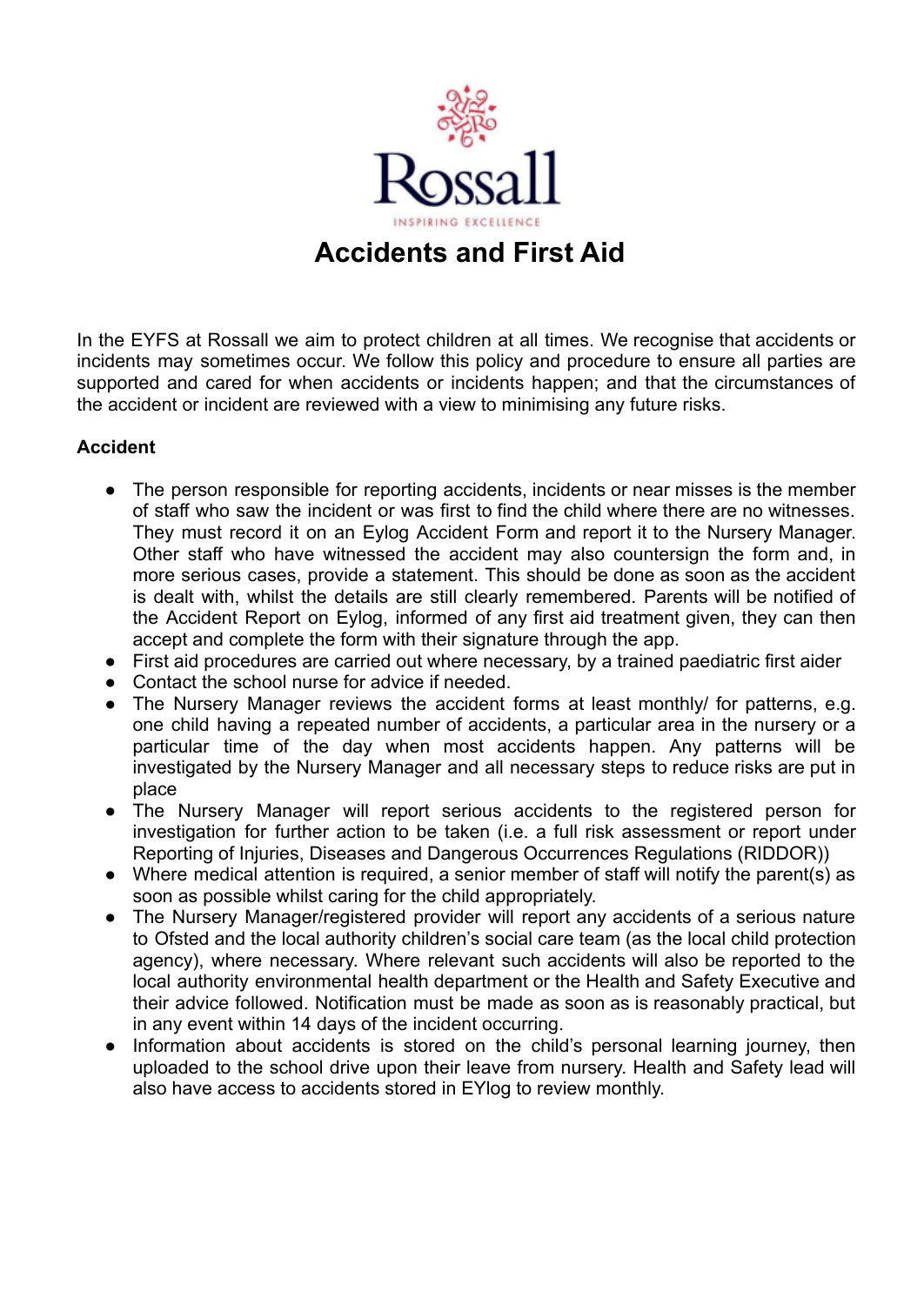Rossall

INSPIRING EXCELLENCE

# Accidents and First Aid

In the EYFS at Rossall we aim to protect children at all times. We recognise that accidents or incidents may sometimes occur. We follow this policy and procedure to ensure all parties are supported and cared for when accidents or incidents happen; and that the circumstances of the accident or incident are reviewed with a view to minimising any future risks.

**Accident**

- The person responsible for reporting accidents, incidents or near misses is the member of staff who saw the incident or was first to find the child where there are no witnesses. They must record it on an Eylog Accident Form and report it to the Nursery Manager. Other staff who have witnessed the accident may also countersign the form and, in more serious cases, provide a statement. This should be done as soon as the accident is dealt with, whilst the details are still clearly remembered. Parents will be notified of the Accident Report on Eylog, informed of any first aid treatment given, they can then accept and complete the form with their signature through the app.
- First aid procedures are carried out where necessary, by a trained paediatric first aider
- Contact the school nurse for advice if needed.
- The Nursery Manager reviews the accident forms at least monthly/ for patterns, e.g. one child having a repeated number of accidents, a particular area in the nursery or a particular time of the day when most accidents happen. Any patterns will be investigated by the Nursery Manager and all necessary steps to reduce risks are put in place
- The Nursery Manager will report serious accidents to the registered person for investigation for further action to be taken (i.e. a full risk assessment or report under Reporting of Injuries, Diseases and Dangerous Occurrences Regulations (RIDDOR))
- Where medical attention is required, a senior member of staff will notify the parent(s) as soon as possible whilst caring for the child appropriately.
- The Nursery Manager/registered provider will report any accidents of a serious nature to Ofsted and the local authority children's social care team (as the local child protection agency), where necessary. Where relevant such accidents will also be reported to the local authority environmental health department or the Health and Safety Executive and their advice followed. Notification must be made as soon as is reasonably practical, but in any event within 14 days of the incident occurring.
- Information about accidents is stored on the child's personal learning journey, then uploaded to the school drive upon their leave from nursery. Health and Safety lead will also have access to accidents stored in EYlog to review monthly.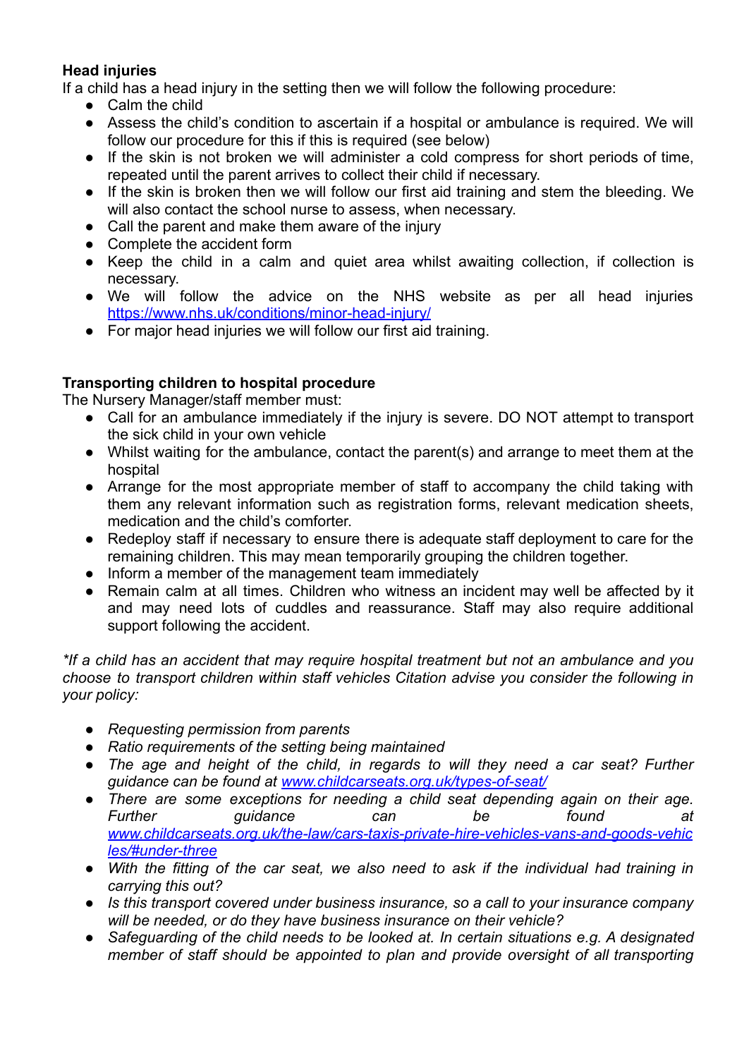**Head injuries**

If a child has a head injury in the setting then we will follow the following procedure:

- Calm the child
- Assess the child's condition to ascertain if a hospital or ambulance is required. We will follow our procedure for this if this is required (see below)
- If the skin is not broken we will administer a cold compress for short periods of time, repeated until the parent arrives to collect their child if necessary.
- If the skin is broken then we will follow our first aid training and stem the bleeding. We will also contact the school nurse to assess, when necessary.
- Call the parent and make them aware of the injury
- Complete the accident form
- Keep the child in a calm and quiet area whilst awaiting collection, if collection is necessary.
- We will follow the advice on the NHS website as per all head injuries [https://www.nhs.uk/conditions/minor-head-injury/](https://www.nhs.uk/conditions/minor-head-injury/)
- For major head injuries we will follow our first aid training.

**Transporting children to hospital procedure**

The Nursery Manager/staff member must:

- Call for an ambulance immediately if the injury is severe. DO NOT attempt to transport the sick child in your own vehicle
- Whilst waiting for the ambulance, contact the parent(s) and arrange to meet them at the hospital
- Arrange for the most appropriate member of staff to accompany the child taking with them any relevant information such as registration forms, relevant medication sheets, medication and the child's comforter.
- Redeploy staff if necessary to ensure there is adequate staff deployment to care for the remaining children. This may mean temporarily grouping the children together.
- Inform a member of the management team immediately
- Remain calm at all times. Children who witness an incident may well be affected by it and may need lots of cuddles and reassurance. Staff may also require additional support following the accident.

*\*If a child has an accident that may require hospital treatment but not an ambulance and you choose to transport children within staff vehicles Citation advise you consider the following in your policy:*

- *Requesting permission from parents*
- *Ratio requirements of the setting being maintained*
- *The age and height of the child, in regards to will they need a car seat? Further guidance can be found at [www.childcarseats.org.uk/types-of-seat/](www.childcarseats.org.uk/types-of-seat/)*
- *There are some exceptions for needing a child seat depending again on their age. Further guidance can be found at [www.childcarseats.org.uk/the-law/cars-taxis-private-hire-vehicles-vans-and-goods-vehicles/#under-three](www.childcarseats.org.uk/the-law/cars-taxis-private-hire-vehicles-vans-and-goods-vehicles/#under-three)*
- *With the fitting of the car seat, we also need to ask if the individual had training in carrying this out?*
- *Is this transport covered under business insurance, so a call to your insurance company will be needed, or do they have business insurance on their vehicle?*
- *Safeguarding of the child needs to be looked at. In certain situations e.g. A designated member of staff should be appointed to plan and provide oversight of all transporting*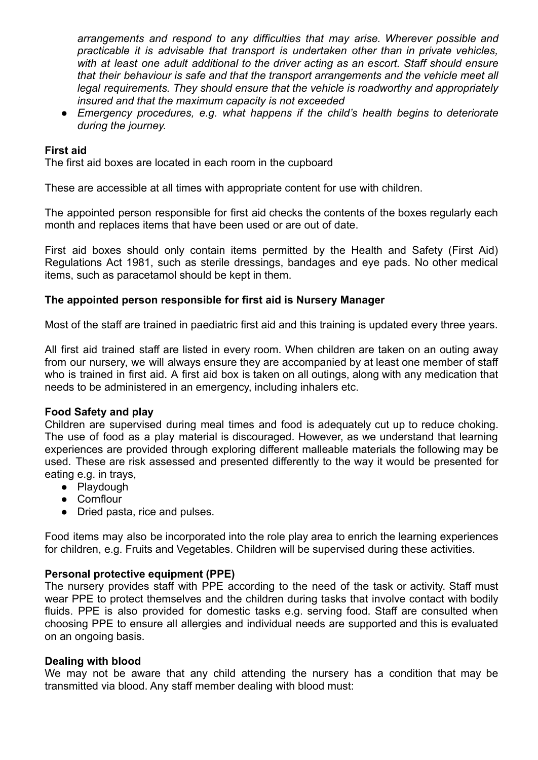*arrangements and respond to any difficulties that may arise. Wherever possible and practicable it is advisable that transport is undertaken other than in private vehicles, with at least one adult additional to the driver acting as an escort. Staff should ensure that their behaviour is safe and that the transport arrangements and the vehicle meet all legal requirements. They should ensure that the vehicle is roadworthy and appropriately insured and that the maximum capacity is not exceeded*

- *Emergency procedures, e.g. what happens if the child's health begins to deteriorate during the journey.*

**First aid**

The first aid boxes are located in each room in the cupboard

These are accessible at all times with appropriate content for use with children.

The appointed person responsible for first aid checks the contents of the boxes regularly each month and replaces items that have been used or are out of date.

First aid boxes should only contain items permitted by the Health and Safety (First Aid) Regulations Act 1981, such as sterile dressings, bandages and eye pads. No other medical items, such as paracetamol should be kept in them.

**The appointed person responsible for first aid is Nursery Manager**

Most of the staff are trained in paediatric first aid and this training is updated every three years.

All first aid trained staff are listed in every room. When children are taken on an outing away from our nursery, we will always ensure they are accompanied by at least one member of staff who is trained in first aid. A first aid box is taken on all outings, along with any medication that needs to be administered in an emergency, including inhalers etc.

**Food Safety and play**

Children are supervised during meal times and food is adequately cut up to reduce choking. The use of food as a play material is discouraged. However, as we understand that learning experiences are provided through exploring different malleable materials the following may be used. These are risk assessed and presented differently to the way it would be presented for eating e.g. in trays,

- Playdough
- Cornflour
- Dried pasta, rice and pulses.

Food items may also be incorporated into the role play area to enrich the learning experiences for children, e.g. Fruits and Vegetables. Children will be supervised during these activities.

**Personal protective equipment (PPE)**

The nursery provides staff with PPE according to the need of the task or activity. Staff must wear PPE to protect themselves and the children during tasks that involve contact with bodily fluids. PPE is also provided for domestic tasks e.g. serving food. Staff are consulted when choosing PPE to ensure all allergies and individual needs are supported and this is evaluated on an ongoing basis.

**Dealing with blood**

We may not be aware that any child attending the nursery has a condition that may be transmitted via blood. Any staff member dealing with blood must: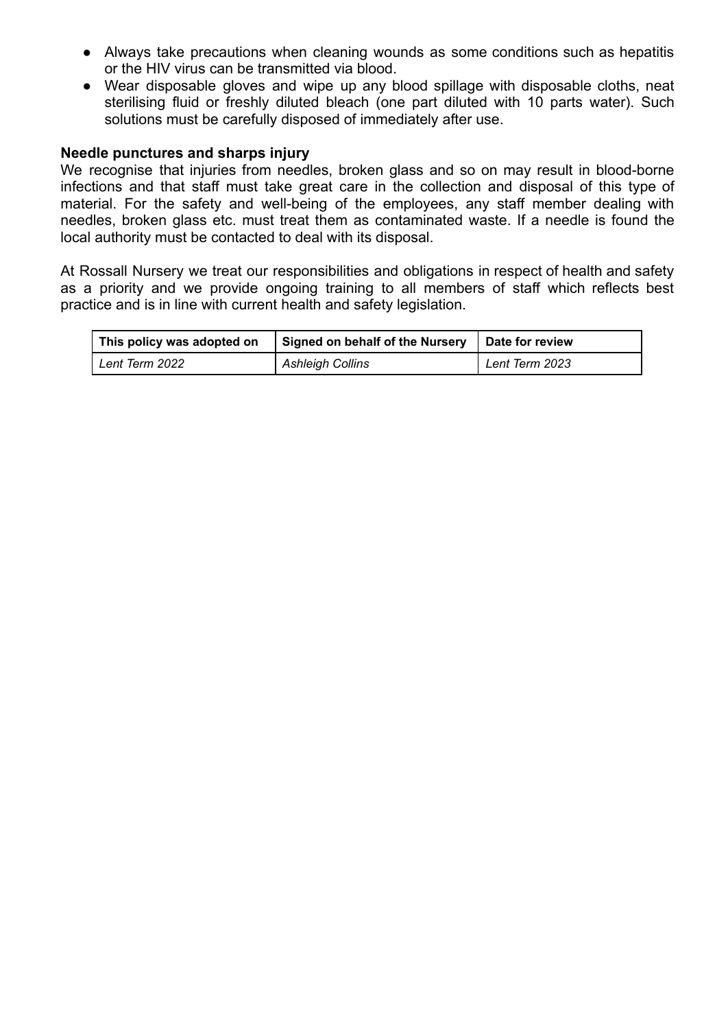- Always take precautions when cleaning wounds as some conditions such as hepatitis or the HIV virus can be transmitted via blood.
- Wear disposable gloves and wipe up any blood spillage with disposable cloths, neat sterilising fluid or freshly diluted bleach (one part diluted with 10 parts water). Such solutions must be carefully disposed of immediately after use.

**Needle punctures and sharps injury**

We recognise that injuries from needles, broken glass and so on may result in blood-borne infections and that staff must take great care in the collection and disposal of this type of material. For the safety and well-being of the employees, any staff member dealing with needles, broken glass etc. must treat them as contaminated waste. If a needle is found the local authority must be contacted to deal with its disposal.

At Rossall Nursery we treat our responsibilities and obligations in respect of health and safety as a priority and we provide ongoing training to all members of staff which reflects best practice and is in line with current health and safety legislation.

| This policy was adopted on | Signed on behalf of the Nursery | Date for review |
|---|---|---|
| *Lent Term 2022* | *Ashleigh Collins* | *Lent Term 2023* |